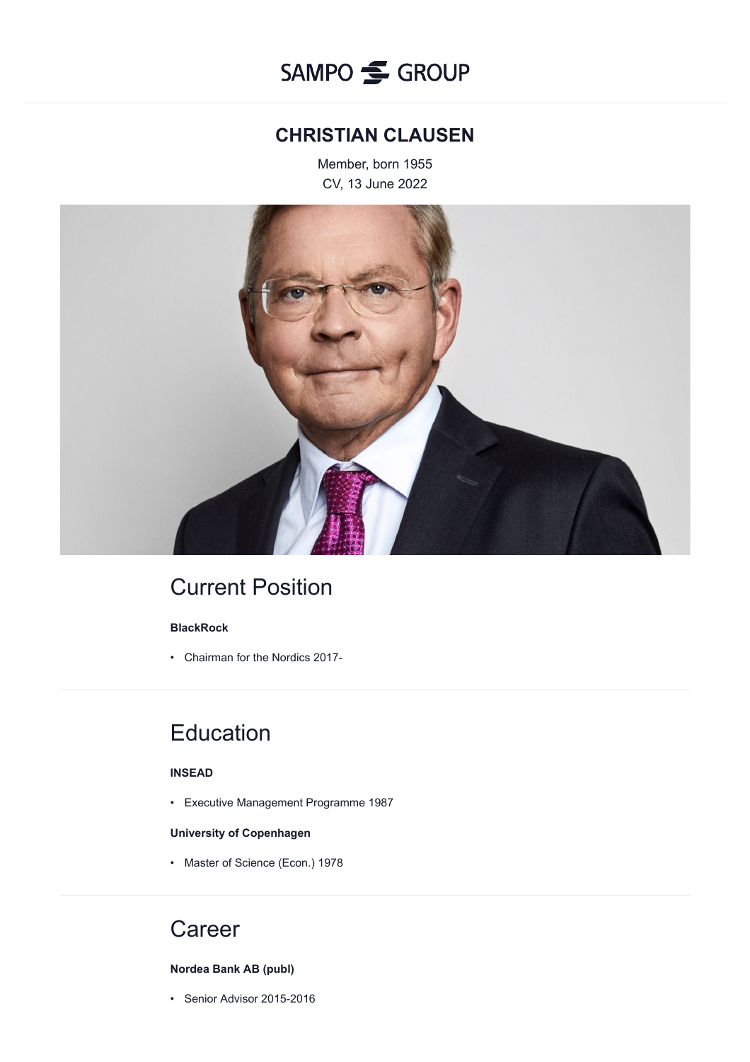SAMPO GROUP

# CHRISTIAN CLAUSEN

Member, born 1955

CV, 13 June 2022

## Current Position

**BlackRock**

- Chairman for the Nordics 2017-

## Education

**INSEAD**

- Executive Management Programme 1987

**University of Copenhagen**

- Master of Science (Econ.) 1978

## Career

**Nordea Bank AB (publ)**

- Senior Advisor 2015-2016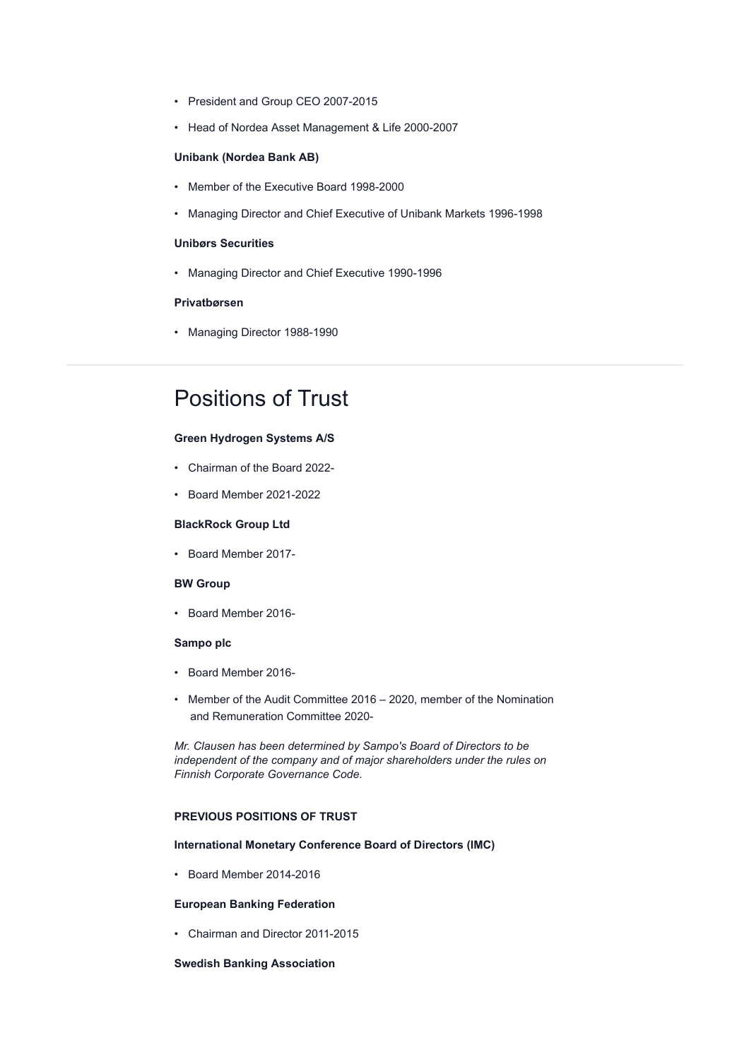- President and Group CEO 2007-2015
- Head of Nordea Asset Management & Life 2000-2007

**Unibank (Nordea Bank AB)**

- Member of the Executive Board 1998-2000
- Managing Director and Chief Executive of Unibank Markets 1996-1998

**Unibørs Securities**

- Managing Director and Chief Executive 1990-1996

**Privatbørsen**

- Managing Director 1988-1990

---

# Positions of Trust

**Green Hydrogen Systems A/S**

- Chairman of the Board 2022-
- Board Member 2021-2022

**BlackRock Group Ltd**

- Board Member 2017-

**BW Group**

- Board Member 2016-

**Sampo plc**

- Board Member 2016-
- Member of the Audit Committee 2016 – 2020, member of the Nomination and Remuneration Committee 2020-

*Mr. Clausen has been determined by Sampo's Board of Directors to be independent of the company and of major shareholders under the rules on Finnish Corporate Governance Code.*

**PREVIOUS POSITIONS OF TRUST**

**International Monetary Conference Board of Directors (IMC)**

- Board Member 2014-2016

**European Banking Federation**

- Chairman and Director 2011-2015

**Swedish Banking Association**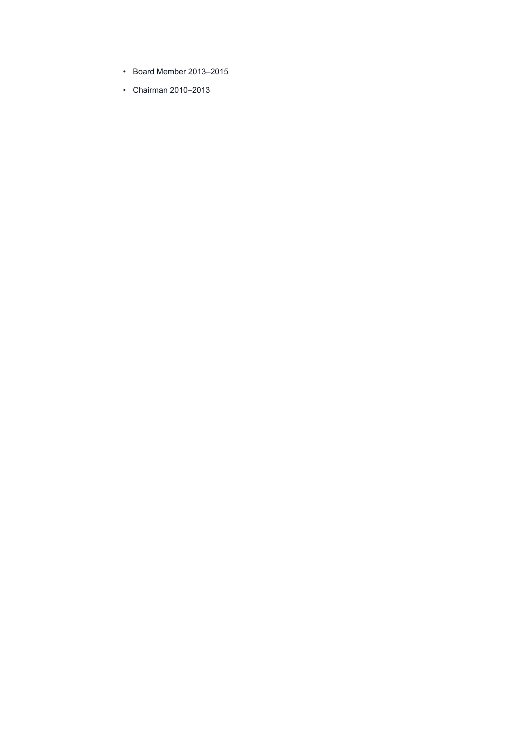- Board Member 2013–2015
- Chairman 2010–2013